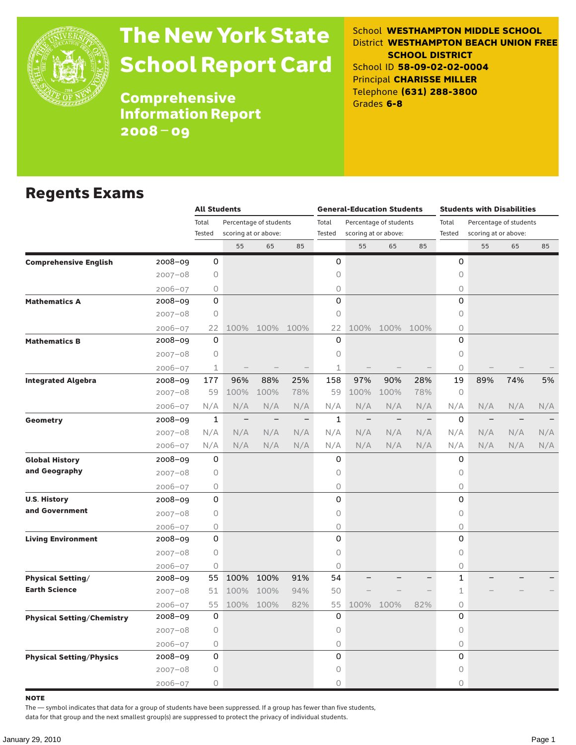# The New York State School Report Card

## Comprehensive Information Report 2008–09

School **WESTHAMPTON MIDDLE SCHOOL**
District **WESTHAMPTON BEACH UNION FREE SCHOOL DISTRICT**
School ID **58-09-02-02-0004**
Principal **CHARISSE MILLER**
Telephone **(631) 288-3800**
Grades **6-8**

## Regents Exams

| | | All Students | | | | General-Education Students | | | | Students with Disabilities | | | |
|---|---|---|---|---|---|---|---|---|---|---|---|---|---|
| | | Total Tested | Percentage of students scoring at or above: | | | Total Tested | Percentage of students scoring at or above: | | | Total Tested | Percentage of students scoring at or above: | | |
| | | | 55 | 65 | 85 | | 55 | 65 | 85 | | 55 | 65 | 85 |
| **Comprehensive English** | 2008–09 | 0 | | | | 0 | | | | 0 | | | |
| | 2007–08 | 0 | | | | 0 | | | | 0 | | | |
| | 2006–07 | 0 | | | | 0 | | | | 0 | | | |
| **Mathematics A** | 2008–09 | 0 | | | | 0 | | | | 0 | | | |
| | 2007–08 | 0 | | | | 0 | | | | 0 | | | |
| | 2006–07 | 22 | 100% | 100% | 100% | 22 | 100% | 100% | 100% | 0 | | | |
| **Mathematics B** | 2008–09 | 0 | | | | 0 | | | | 0 | | | |
| | 2007–08 | 0 | | | | 0 | | | | 0 | | | |
| | 2006–07 | 1 | – | – | – | 1 | – | – | – | 0 | – | – | – |
| **Integrated Algebra** | 2008–09 | 177 | 96% | 88% | 25% | 158 | 97% | 90% | 28% | 19 | 89% | 74% | 5% |
| | 2007–08 | 59 | 100% | 100% | 78% | 59 | 100% | 100% | 78% | 0 | | | |
| | 2006–07 | N/A | N/A | N/A | N/A | N/A | N/A | N/A | N/A | N/A | N/A | N/A | N/A |
| **Geometry** | 2008–09 | 1 | – | – | – | 1 | – | – | – | 0 | – | – | – |
| | 2007–08 | N/A | N/A | N/A | N/A | N/A | N/A | N/A | N/A | N/A | N/A | N/A | N/A |
| | 2006–07 | N/A | N/A | N/A | N/A | N/A | N/A | N/A | N/A | N/A | N/A | N/A | N/A |
| **Global History and Geography** | 2008–09 | 0 | | | | 0 | | | | 0 | | | |
| | 2007–08 | 0 | | | | 0 | | | | 0 | | | |
| | 2006–07 | 0 | | | | 0 | | | | 0 | | | |
| **U.S. History and Government** | 2008–09 | 0 | | | | 0 | | | | 0 | | | |
| | 2007–08 | 0 | | | | 0 | | | | 0 | | | |
| | 2006–07 | 0 | | | | 0 | | | | 0 | | | |
| **Living Environment** | 2008–09 | 0 | | | | 0 | | | | 0 | | | |
| | 2007–08 | 0 | | | | 0 | | | | 0 | | | |
| | 2006–07 | 0 | | | | 0 | | | | 0 | | | |
| **Physical Setting/ Earth Science** | 2008–09 | 55 | 100% | 100% | 91% | 54 | – | – | – | 1 | – | – | – |
| | 2007–08 | 51 | 100% | 100% | 94% | 50 | – | – | – | 1 | – | – | – |
| | 2006–07 | 55 | 100% | 100% | 82% | 55 | 100% | 100% | 82% | 0 | | | |
| **Physical Setting/Chemistry** | 2008–09 | 0 | | | | 0 | | | | 0 | | | |
| | 2007–08 | 0 | | | | 0 | | | | 0 | | | |
| | 2006–07 | 0 | | | | 0 | | | | 0 | | | |
| **Physical Setting/Physics** | 2008–09 | 0 | | | | 0 | | | | 0 | | | |
| | 2007–08 | 0 | | | | 0 | | | | 0 | | | |
| | 2006–07 | 0 | | | | 0 | | | | 0 | | | |

**NOTE**

The — symbol indicates that data for a group of students have been suppressed. If a group has fewer than five students, data for that group and the next smallest group(s) are suppressed to protect the privacy of individual students.

January 29, 2010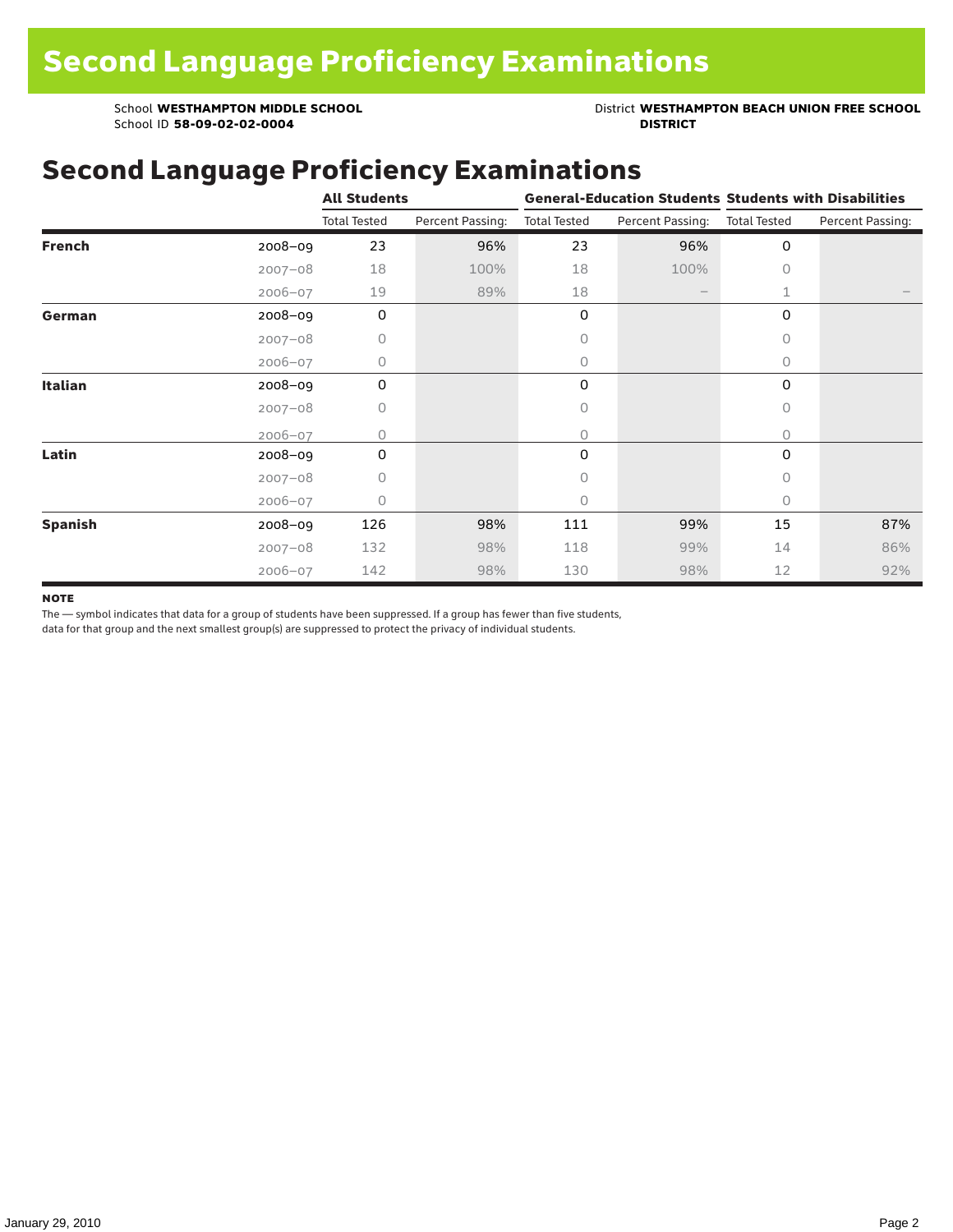# Second Language Proficiency Examinations

School **WESTHAMPTON MIDDLE SCHOOL**
School ID **58-09-02-02-0004**

District **WESTHAMPTON BEACH UNION FREE SCHOOL DISTRICT**

## Second Language Proficiency Examinations

| | | All Students | | General-Education Students | | Students with Disabilities | |
|---|---|---|---|---|---|---|---|
| | | Total Tested | Percent Passing: | Total Tested | Percent Passing: | Total Tested | Percent Passing: |
| **French** | 2008–09 | 23 | 96% | 23 | 96% | 0 | |
| | 2007–08 | 18 | 100% | 18 | 100% | 0 | |
| | 2006–07 | 19 | 89% | 18 | — | 1 | — |
| **German** | 2008–09 | 0 | | 0 | | 0 | |
| | 2007–08 | 0 | | 0 | | 0 | |
| | 2006–07 | 0 | | 0 | | 0 | |
| **Italian** | 2008–09 | 0 | | 0 | | 0 | |
| | 2007–08 | 0 | | 0 | | 0 | |
| | 2006–07 | 0 | | 0 | | 0 | |
| **Latin** | 2008–09 | 0 | | 0 | | 0 | |
| | 2007–08 | 0 | | 0 | | 0 | |
| | 2006–07 | 0 | | 0 | | 0 | |
| **Spanish** | 2008–09 | 126 | 98% | 111 | 99% | 15 | 87% |
| | 2007–08 | 132 | 98% | 118 | 99% | 14 | 86% |
| | 2006–07 | 142 | 98% | 130 | 98% | 12 | 92% |

**NOTE**

The — symbol indicates that data for a group of students have been suppressed. If a group has fewer than five students, data for that group and the next smallest group(s) are suppressed to protect the privacy of individual students.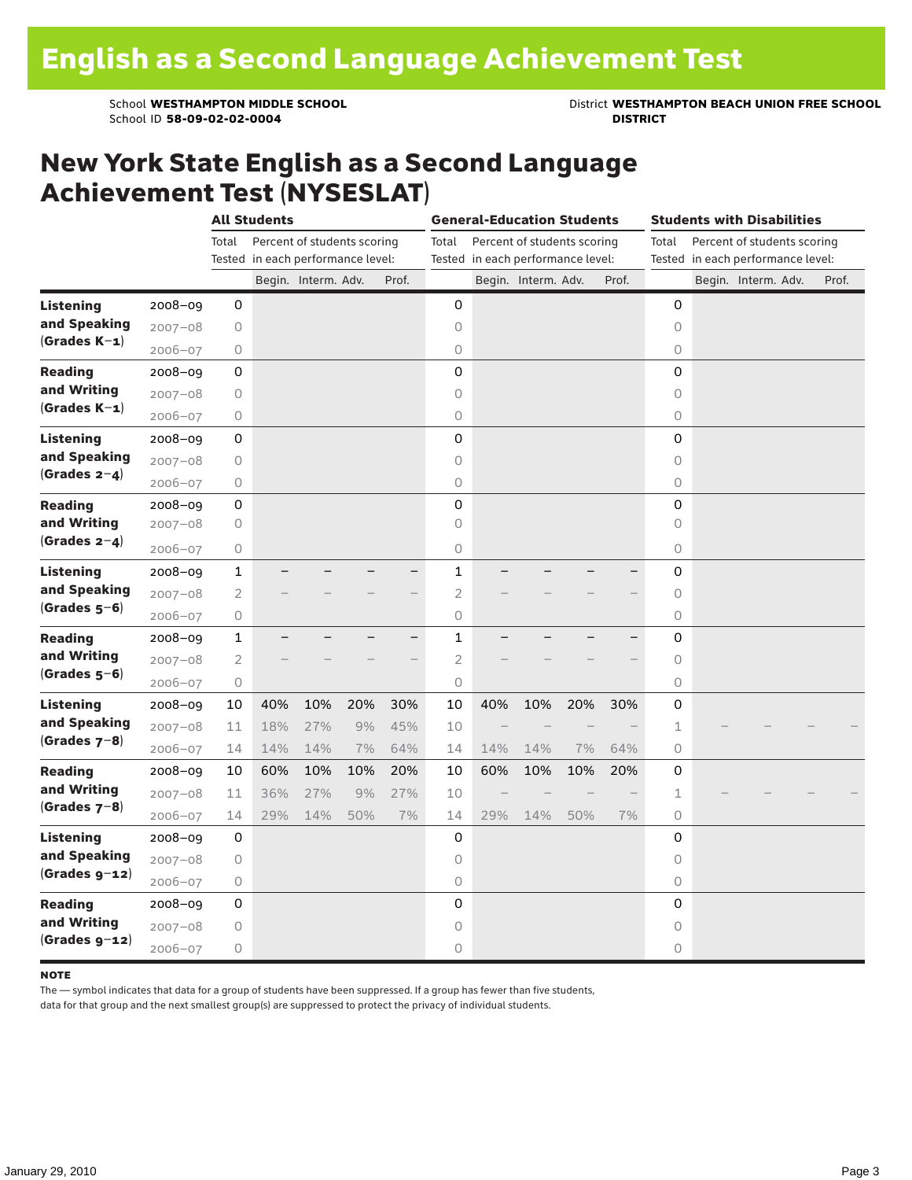# English as a Second Language Achievement Test

School **WESTHAMPTON MIDDLE SCHOOL**
School ID **58-09-02-02-0004**

District **WESTHAMPTON BEACH UNION FREE SCHOOL DISTRICT**

## New York State English as a Second Language Achievement Test (NYSESLAT)

| | | All Students | | | | | General-Education Students | | | | | Students with Disabilities | | | | |
|---|---|---|---|---|---|---|---|---|---|---|---|---|---|---|---|---|
| | | Total Tested | Percent of students scoring in each performance level: | | | | Total Tested | Percent of students scoring in each performance level: | | | | Total Tested | Percent of students scoring in each performance level: | | | |
| | | | Begin. | Interm. | Adv. | Prof. | | Begin. | Interm. | Adv. | Prof. | | Begin. | Interm. | Adv. | Prof. |
| **Listening and Speaking (Grades K–1)** | 2008–09 | 0 | | | | | 0 | | | | | 0 | | | | |
| | 2007–08 | 0 | | | | | 0 | | | | | 0 | | | | |
| | 2006–07 | 0 | | | | | 0 | | | | | 0 | | | | |
| **Reading and Writing (Grades K–1)** | 2008–09 | 0 | | | | | 0 | | | | | 0 | | | | |
| | 2007–08 | 0 | | | | | 0 | | | | | 0 | | | | |
| | 2006–07 | 0 | | | | | 0 | | | | | 0 | | | | |
| **Listening and Speaking (Grades 2–4)** | 2008–09 | 0 | | | | | 0 | | | | | 0 | | | | |
| | 2007–08 | 0 | | | | | 0 | | | | | 0 | | | | |
| | 2006–07 | 0 | | | | | 0 | | | | | 0 | | | | |
| **Reading and Writing (Grades 2–4)** | 2008–09 | 0 | | | | | 0 | | | | | 0 | | | | |
| | 2007–08 | 0 | | | | | 0 | | | | | 0 | | | | |
| | 2006–07 | 0 | | | | | 0 | | | | | 0 | | | | |
| **Listening and Speaking (Grades 5–6)** | 2008–09 | 1 | – | – | – | – | 1 | – | – | – | – | 0 | | | | |
| | 2007–08 | 2 | – | – | – | – | 2 | – | – | – | – | 0 | | | | |
| | 2006–07 | 0 | | | | | 0 | | | | | 0 | | | | |
| **Reading and Writing (Grades 5–6)** | 2008–09 | 1 | – | – | – | – | 1 | – | – | – | – | 0 | | | | |
| | 2007–08 | 2 | – | – | – | – | 2 | – | – | – | – | 0 | | | | |
| | 2006–07 | 0 | | | | | 0 | | | | | 0 | | | | |
| **Listening and Speaking (Grades 7–8)** | 2008–09 | 10 | 40% | 10% | 20% | 30% | 10 | 40% | 10% | 20% | 30% | 0 | | | | |
| | 2007–08 | 11 | 18% | 27% | 9% | 45% | 10 | – | – | – | – | 1 | – | – | – | – |
| | 2006–07 | 14 | 14% | 14% | 7% | 64% | 14 | 14% | 14% | 7% | 64% | 0 | | | | |
| **Reading and Writing (Grades 7–8)** | 2008–09 | 10 | 60% | 10% | 10% | 20% | 10 | 60% | 10% | 10% | 20% | 0 | | | | |
| | 2007–08 | 11 | 36% | 27% | 9% | 27% | 10 | – | – | – | – | 1 | – | – | – | – |
| | 2006–07 | 14 | 29% | 14% | 50% | 7% | 14 | 29% | 14% | 50% | 7% | 0 | | | | |
| **Listening and Speaking (Grades 9–12)** | 2008–09 | 0 | | | | | 0 | | | | | 0 | | | | |
| | 2007–08 | 0 | | | | | 0 | | | | | 0 | | | | |
| | 2006–07 | 0 | | | | | 0 | | | | | 0 | | | | |
| **Reading and Writing (Grades 9–12)** | 2008–09 | 0 | | | | | 0 | | | | | 0 | | | | |
| | 2007–08 | 0 | | | | | 0 | | | | | 0 | | | | |
| | 2006–07 | 0 | | | | | 0 | | | | | 0 | | | | |

**NOTE**

The — symbol indicates that data for a group of students have been suppressed. If a group has fewer than five students, data for that group and the next smallest group(s) are suppressed to protect the privacy of individual students.

January 29, 2010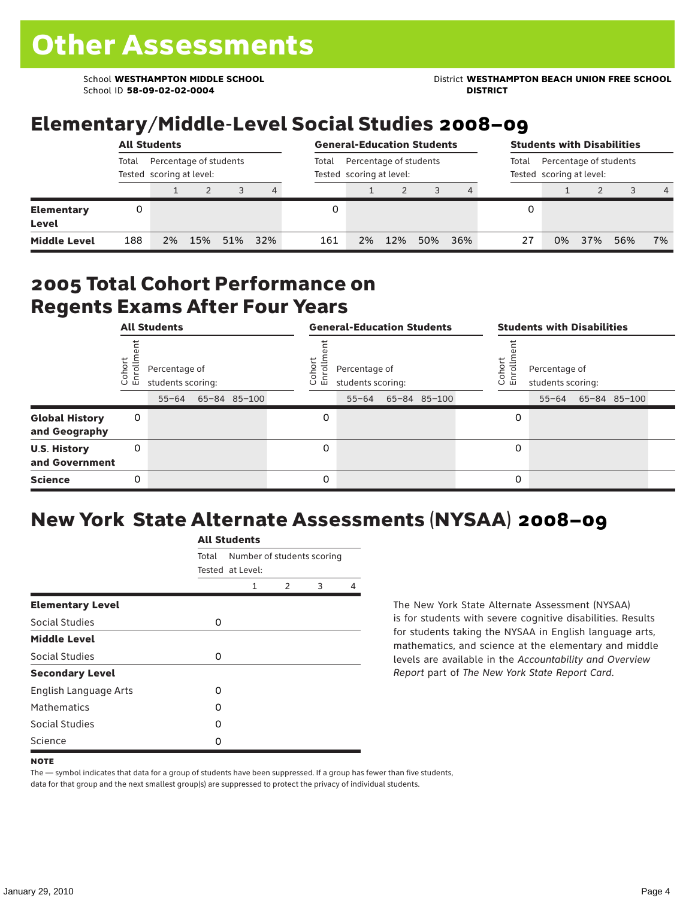# Other Assessments

School **WESTHAMPTON MIDDLE SCHOOL**
School ID **58-09-02-02-0004**

District **WESTHAMPTON BEACH UNION FREE SCHOOL DISTRICT**

## Elementary/Middle-Level Social Studies 2008–09

| | All Students | | | | | General-Education Students | | | | | Students with Disabilities | | | | |
|---|---|---|---|---|---|---|---|---|---|---|---|---|---|---|---|
| | Total Tested | Percentage of students scoring at level: | | | | Total Tested | Percentage of students scoring at level: | | | | Total Tested | Percentage of students scoring at level: | | | |
| | | 1 | 2 | 3 | 4 | | 1 | 2 | 3 | 4 | | 1 | 2 | 3 | 4 |
| **Elementary Level** | 0 | | | | | 0 | | | | | 0 | | | | |
| **Middle Level** | 188 | 2% | 15% | 51% | 32% | 161 | 2% | 12% | 50% | 36% | 27 | 0% | 37% | 56% | 7% |

## 2005 Total Cohort Performance on Regents Exams After Four Years

| | All Students | | | | General-Education Students | | | | Students with Disabilities | | | |
|---|---|---|---|---|---|---|---|---|---|---|---|---|
| | Cohort Enrollment | Percentage of students scoring: | | | Cohort Enrollment | Percentage of students scoring: | | | Cohort Enrollment | Percentage of students scoring: | | |
| | | 55–64 | 65–84 | 85–100 | | 55–64 | 65–84 | 85–100 | | 55–64 | 65–84 | 85–100 |
| **Global History and Geography** | 0 | | | | 0 | | | | 0 | | | |
| **U.S. History and Government** | 0 | | | | 0 | | | | 0 | | | |
| **Science** | 0 | | | | 0 | | | | 0 | | | |

## New York State Alternate Assessments (NYSAA) 2008–09

| | All Students | | | | |
|---|---|---|---|---|---|
| | Total Tested | Number of students scoring at Level: | | | |
| | | 1 | 2 | 3 | 4 |
| **Elementary Level** | | | | | |
| Social Studies | 0 | | | | |
| **Middle Level** | | | | | |
| Social Studies | 0 | | | | |
| **Secondary Level** | | | | | |
| English Language Arts | 0 | | | | |
| Mathematics | 0 | | | | |
| Social Studies | 0 | | | | |
| Science | 0 | | | | |

The New York State Alternate Assessment (NYSAA) is for students with severe cognitive disabilities. Results for students taking the NYSAA in English language arts, mathematics, and science at the elementary and middle levels are available in the *Accountability and Overview Report* part of *The New York State Report Card*.

**NOTE**

The — symbol indicates that data for a group of students have been suppressed. If a group has fewer than five students, data for that group and the next smallest group(s) are suppressed to protect the privacy of individual students.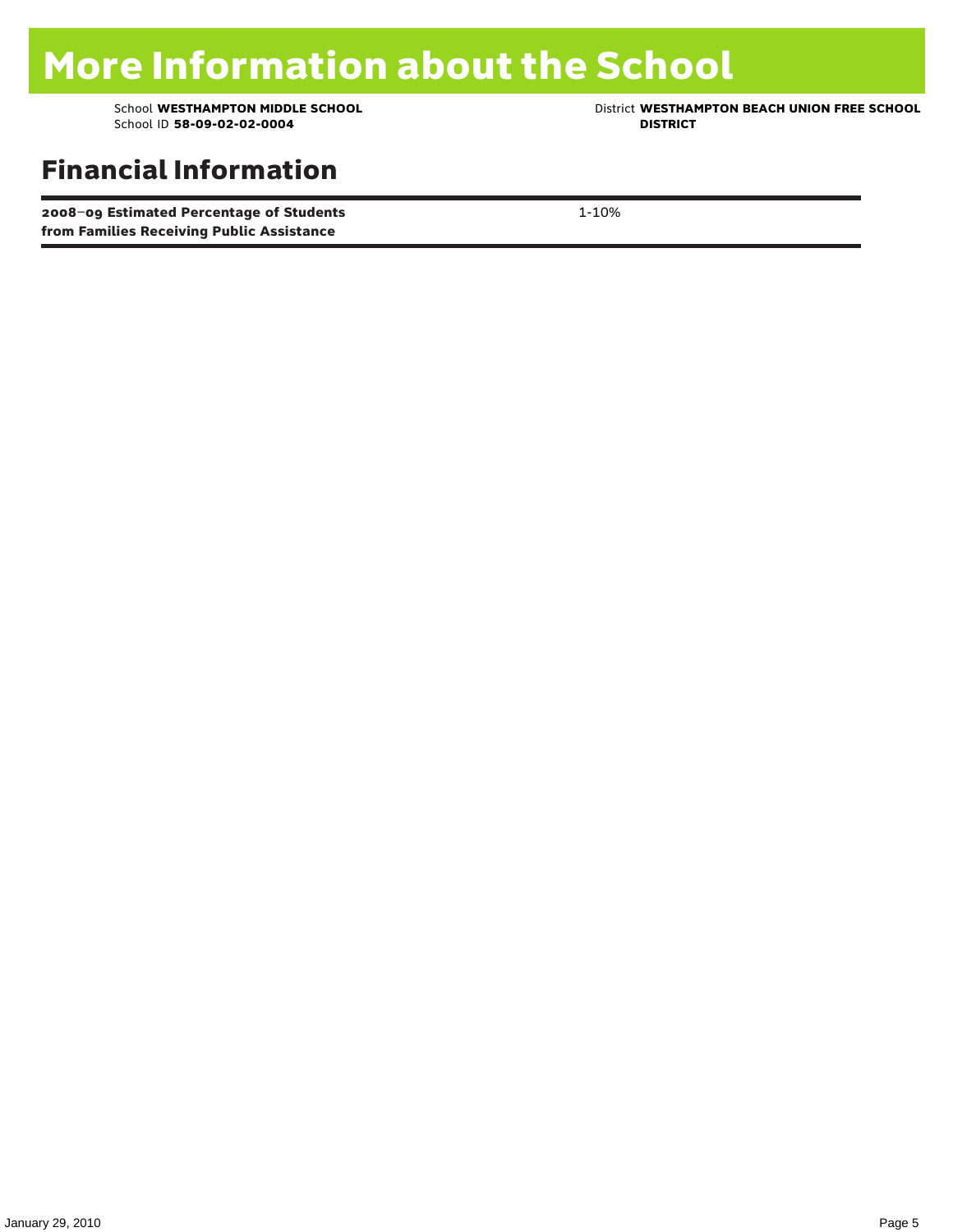# More Information about the School

School **WESTHAMPTON MIDDLE SCHOOL**
School ID **58-09-02-02-0004**

District **WESTHAMPTON BEACH UNION FREE SCHOOL DISTRICT**

## Financial Information

| | |
|---|---|
| **2008–09 Estimated Percentage of Students from Families Receiving Public Assistance** | 1-10% |